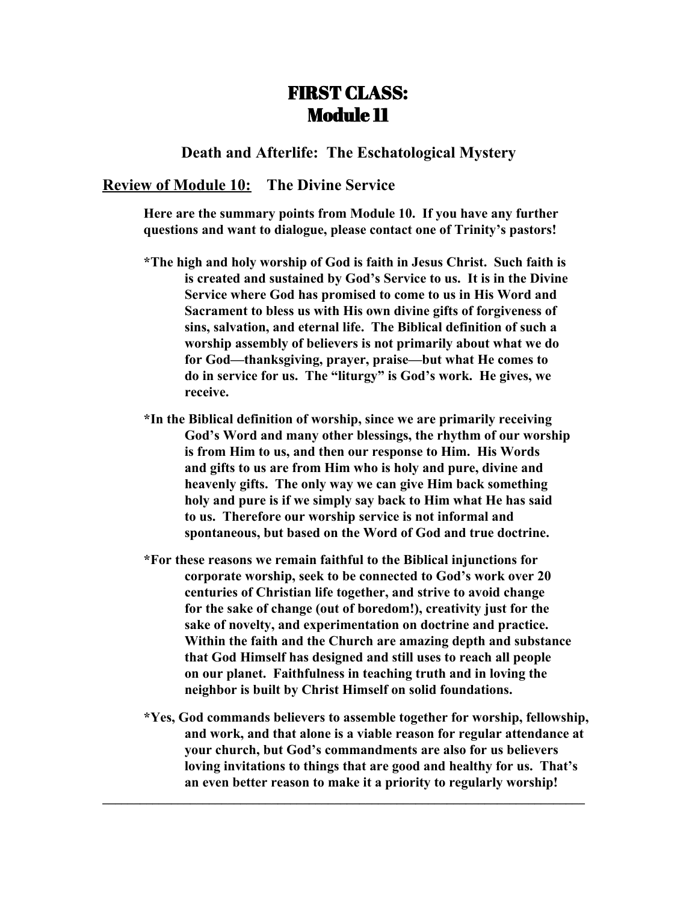# FIRST CLASS:
# Module 11

### Death and Afterlife: The Eschatological Mystery

## <u>Review of Module 10:</u> The Divine Service

**Here are the summary points from Module 10. If you have any further questions and want to dialogue, please contact one of Trinity's pastors!**

**\*The high and holy worship of God is faith in Jesus Christ. Such faith is is created and sustained by God's Service to us. It is in the Divine Service where God has promised to come to us in His Word and Sacrament to bless us with His own divine gifts of forgiveness of sins, salvation, and eternal life. The Biblical definition of such a worship assembly of believers is not primarily about what we do for God—thanksgiving, prayer, praise—but what He comes to do in service for us. The "liturgy" is God's work. He gives, we receive.**

**\*In the Biblical definition of worship, since we are primarily receiving God's Word and many other blessings, the rhythm of our worship is from Him to us, and then our response to Him. His Words and gifts to us are from Him who is holy and pure, divine and heavenly gifts. The only way we can give Him back something holy and pure is if we simply say back to Him what He has said to us. Therefore our worship service is not informal and spontaneous, but based on the Word of God and true doctrine.**

**\*For these reasons we remain faithful to the Biblical injunctions for corporate worship, seek to be connected to God's work over 20 centuries of Christian life together, and strive to avoid change for the sake of change (out of boredom!), creativity just for the sake of novelty, and experimentation on doctrine and practice. Within the faith and the Church are amazing depth and substance that God Himself has designed and still uses to reach all people on our planet. Faithfulness in teaching truth and in loving the neighbor is built by Christ Himself on solid foundations.**

**\*Yes, God commands believers to assemble together for worship, fellowship, and work, and that alone is a viable reason for regular attendance at your church, but God's commandments are also for us believers loving invitations to things that are good and healthy for us. That's an even better reason to make it a priority to regularly worship!**

---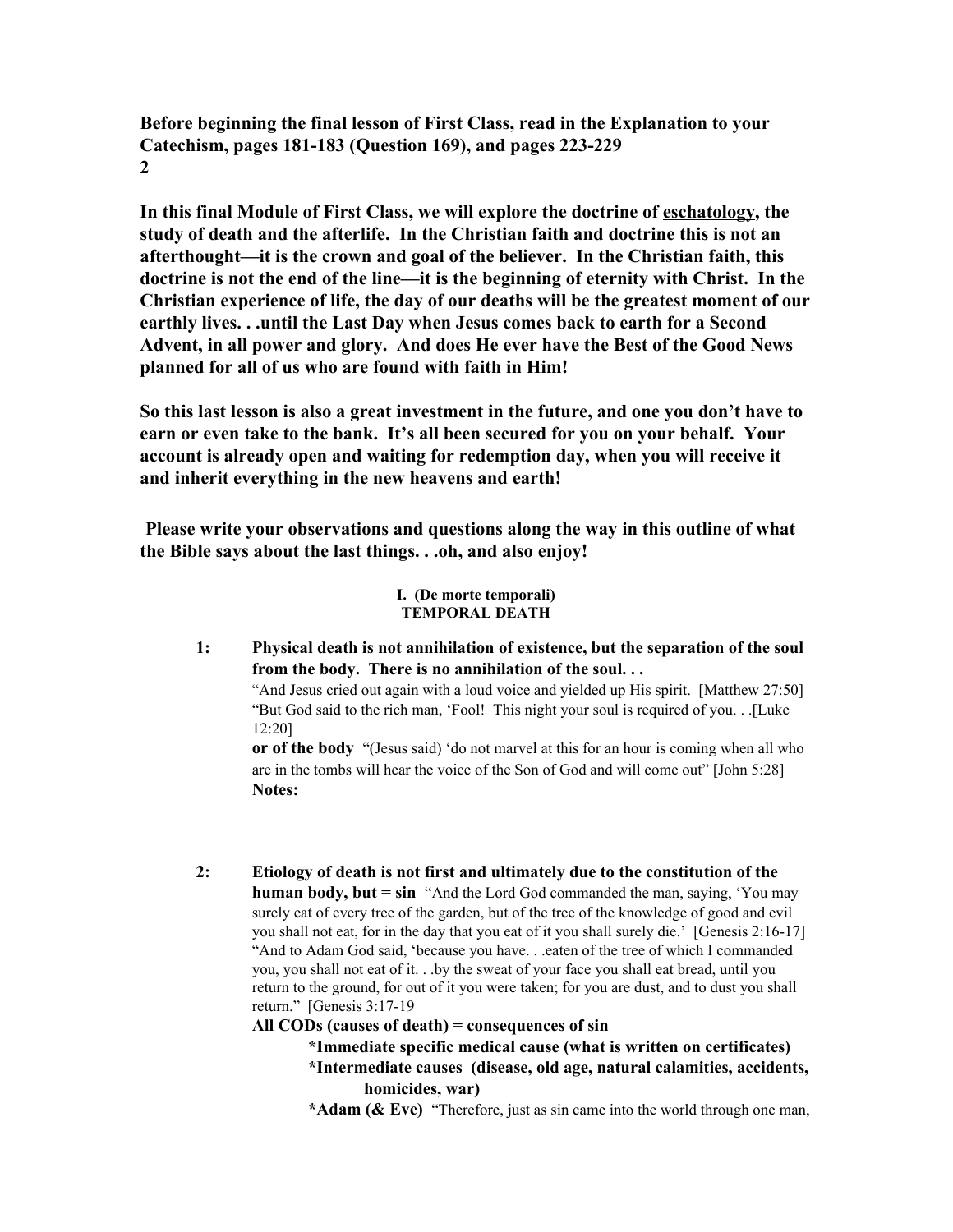**Before beginning the final lesson of First Class, read in the Explanation to your Catechism, pages 181-183 (Question 169), and pages 223-229**
**2**

**In this final Module of First Class, we will explore the doctrine of <u>eschatology</u>, the study of death and the afterlife. In the Christian faith and doctrine this is not an afterthought—it is the crown and goal of the believer. In the Christian faith, this doctrine is not the end of the line—it is the beginning of eternity with Christ. In the Christian experience of life, the day of our deaths will be the greatest moment of our earthly lives. . .until the Last Day when Jesus comes back to earth for a Second Advent, in all power and glory. And does He ever have the Best of the Good News planned for all of us who are found with faith in Him!**

**So this last lesson is also a great investment in the future, and one you don't have to earn or even take to the bank. It's all been secured for you on your behalf. Your account is already open and waiting for redemption day, when you will receive it and inherit everything in the new heavens and earth!**

**Please write your observations and questions along the way in this outline of what the Bible says about the last things. . .oh, and also enjoy!**

## I. (De morte temporali)
## TEMPORAL DEATH

**1:** **Physical death is not annihilation of existence, but the separation of the soul from the body. There is no annihilation of the soul. . .**
"And Jesus cried out again with a loud voice and yielded up His spirit. [Matthew 27:50]
"But God said to the rich man, 'Fool! This night your soul is required of you. . .[Luke 12:20]
**or of the body** "(Jesus said) 'do not marvel at this for an hour is coming when all who are in the tombs will hear the voice of the Son of God and will come out" [John 5:28]
**Notes:**

**2:** **Etiology of death is not first and ultimately due to the constitution of the human body, but = sin** "And the Lord God commanded the man, saying, 'You may surely eat of every tree of the garden, but of the tree of the knowledge of good and evil you shall not eat, for in the day that you eat of it you shall surely die.' [Genesis 2:16-17]
"And to Adam God said, 'because you have. . .eaten of the tree of which I commanded you, you shall not eat of it. . .by the sweat of your face you shall eat bread, until you return to the ground, for out of it you were taken; for you are dust, and to dust you shall return." [Genesis 3:17-19

**All CODs (causes of death) = consequences of sin**

- ***Immediate specific medical cause (what is written on certificates)**
- ***Intermediate causes (disease, old age, natural calamities, accidents, homicides, war)**
- ***Adam (& Eve)** "Therefore, just as sin came into the world through one man,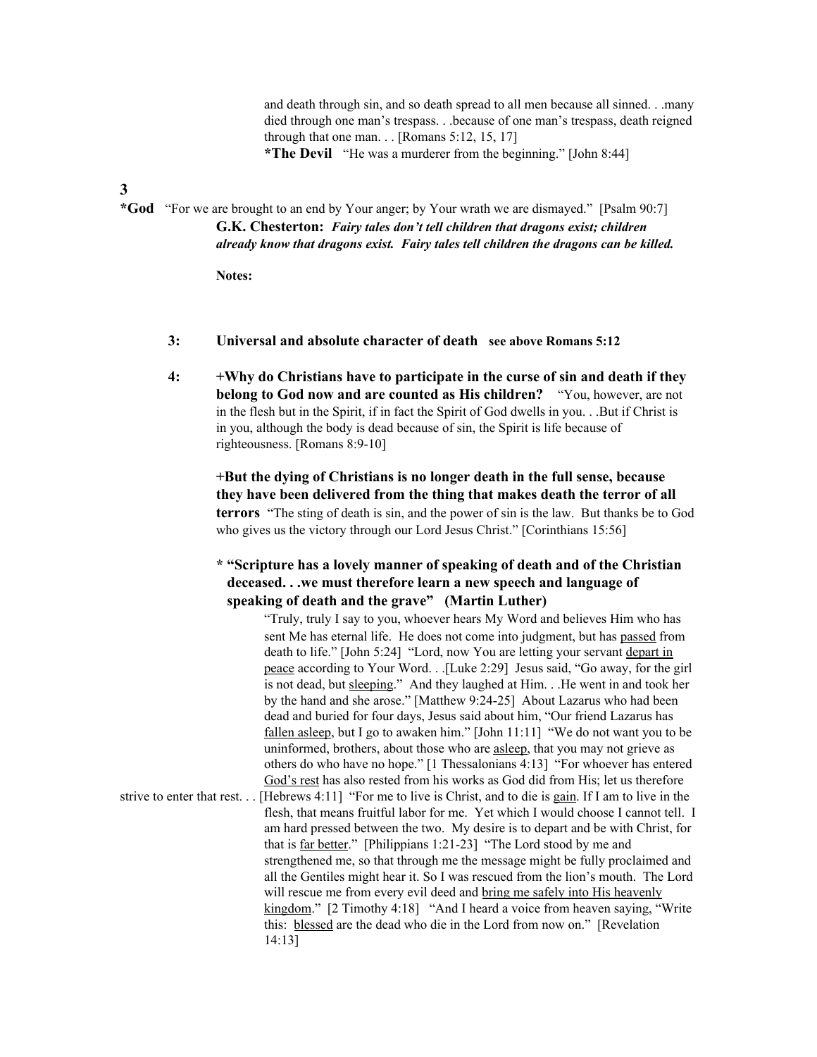and death through sin, and so death spread to all men because all sinned. . .many died through one man's trespass. . .because of one man's trespass, death reigned through that one man. . . [Romans 5:12, 15, 17]

**\*The Devil** "He was a murderer from the beginning." [John 8:44]

**3**

**\*God** "For we are brought to an end by Your anger; by Your wrath we are dismayed." [Psalm 90:7]

**G.K. Chesterton:** ***Fairy tales don't tell children that dragons exist; children already know that dragons exist. Fairy tales tell children the dragons can be killed.***

**Notes:**

**3: Universal and absolute character of death see above Romans 5:12**

**4: +Why do Christians have to participate in the curse of sin and death if they belong to God now and are counted as His children?** "You, however, are not in the flesh but in the Spirit, if in fact the Spirit of God dwells in you. . .But if Christ is in you, although the body is dead because of sin, the Spirit is life because of righteousness. [Romans 8:9-10]

**+But the dying of Christians is no longer death in the full sense, because they have been delivered from the thing that makes death the terror of all terrors** "The sting of death is sin, and the power of sin is the law. But thanks be to God who gives us the victory through our Lord Jesus Christ." [Corinthians 15:56]

**\* "Scripture has a lovely manner of speaking of death and of the Christian deceased. . .we must therefore learn a new speech and language of speaking of death and the grave" (Martin Luther)**

"Truly, truly I say to you, whoever hears My Word and believes Him who has sent Me has eternal life. He does not come into judgment, but has <u>passed</u> from death to life." [John 5:24] "Lord, now You are letting your servant <u>depart in peace</u> according to Your Word. . .[Luke 2:29] Jesus said, "Go away, for the girl is not dead, but <u>sleeping</u>." And they laughed at Him. . .He went in and took her by the hand and she arose." [Matthew 9:24-25] About Lazarus who had been dead and buried for four days, Jesus said about him, "Our friend Lazarus has <u>fallen asleep</u>, but I go to awaken him." [John 11:11] "We do not want you to be uninformed, brothers, about those who are <u>asleep</u>, that you may not grieve as others do who have no hope." [1 Thessalonians 4:13] "For whoever has entered <u>God's rest</u> has also rested from his works as God did from His; let us therefore strive to enter that rest. . . [Hebrews 4:11] "For me to live is Christ, and to die is <u>gain</u>. If I am to live in the flesh, that means fruitful labor for me. Yet which I would choose I cannot tell. I am hard pressed between the two. My desire is to depart and be with Christ, for that is <u>far better</u>." [Philippians 1:21-23] "The Lord stood by me and strengthened me, so that through me the message might be fully proclaimed and all the Gentiles might hear it. So I was rescued from the lion's mouth. The Lord will rescue me from every evil deed and <u>bring me safely into His heavenly kingdom</u>." [2 Timothy 4:18] "And I heard a voice from heaven saying, "Write this: <u>blessed</u> are the dead who die in the Lord from now on." [Revelation 14:13]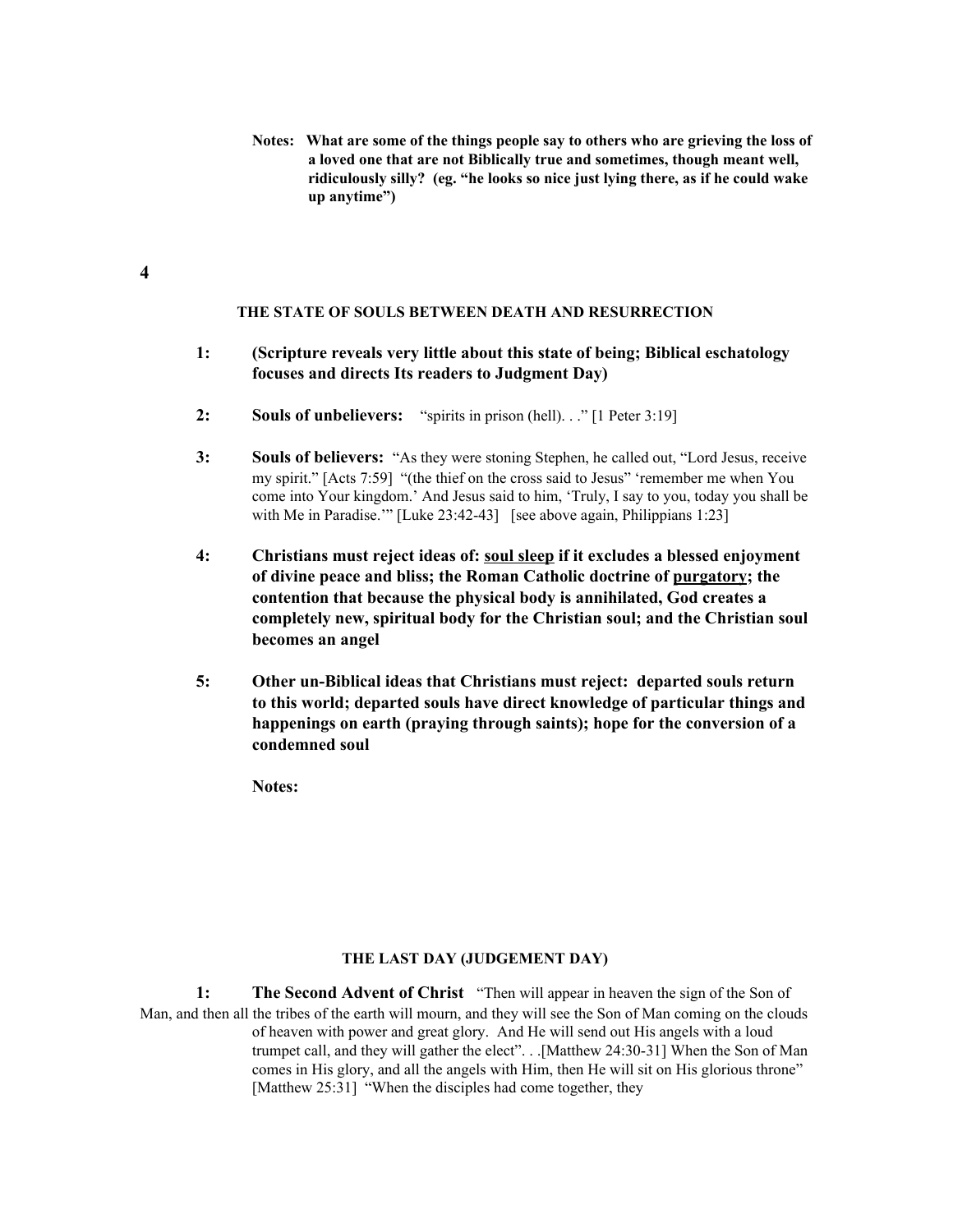**Notes: What are some of the things people say to others who are grieving the loss of a loved one that are not Biblically true and sometimes, though meant well, ridiculously silly? (eg. "he looks so nice just lying there, as if he could wake up anytime")**

**4**

## THE STATE OF SOULS BETWEEN DEATH AND RESURRECTION

**1: (Scripture reveals very little about this state of being; Biblical eschatology focuses and directs Its readers to Judgment Day)**

**2: Souls of unbelievers:** "spirits in prison (hell). . ." [1 Peter 3:19]

**3: Souls of believers:** "As they were stoning Stephen, he called out, "Lord Jesus, receive my spirit." [Acts 7:59] "(the thief on the cross said to Jesus" 'remember me when You come into Your kingdom.' And Jesus said to him, 'Truly, I say to you, today you shall be with Me in Paradise.'" [Luke 23:42-43] [see above again, Philippians 1:23]

**4: Christians must reject ideas of: <u>soul sleep</u> if it excludes a blessed enjoyment of divine peace and bliss; the Roman Catholic doctrine of <u>purgatory</u>; the contention that because the physical body is annihilated, God creates a completely new, spiritual body for the Christian soul; and the Christian soul becomes an angel**

**5: Other un-Biblical ideas that Christians must reject: departed souls return to this world; departed souls have direct knowledge of particular things and happenings on earth (praying through saints); hope for the conversion of a condemned soul**

**Notes:**

## THE LAST DAY (JUDGEMENT DAY)

**1: The Second Advent of Christ** "Then will appear in heaven the sign of the Son of Man, and then all the tribes of the earth will mourn, and they will see the Son of Man coming on the clouds of heaven with power and great glory. And He will send out His angels with a loud trumpet call, and they will gather the elect". . .[Matthew 24:30-31] When the Son of Man comes in His glory, and all the angels with Him, then He will sit on His glorious throne" [Matthew 25:31] "When the disciples had come together, they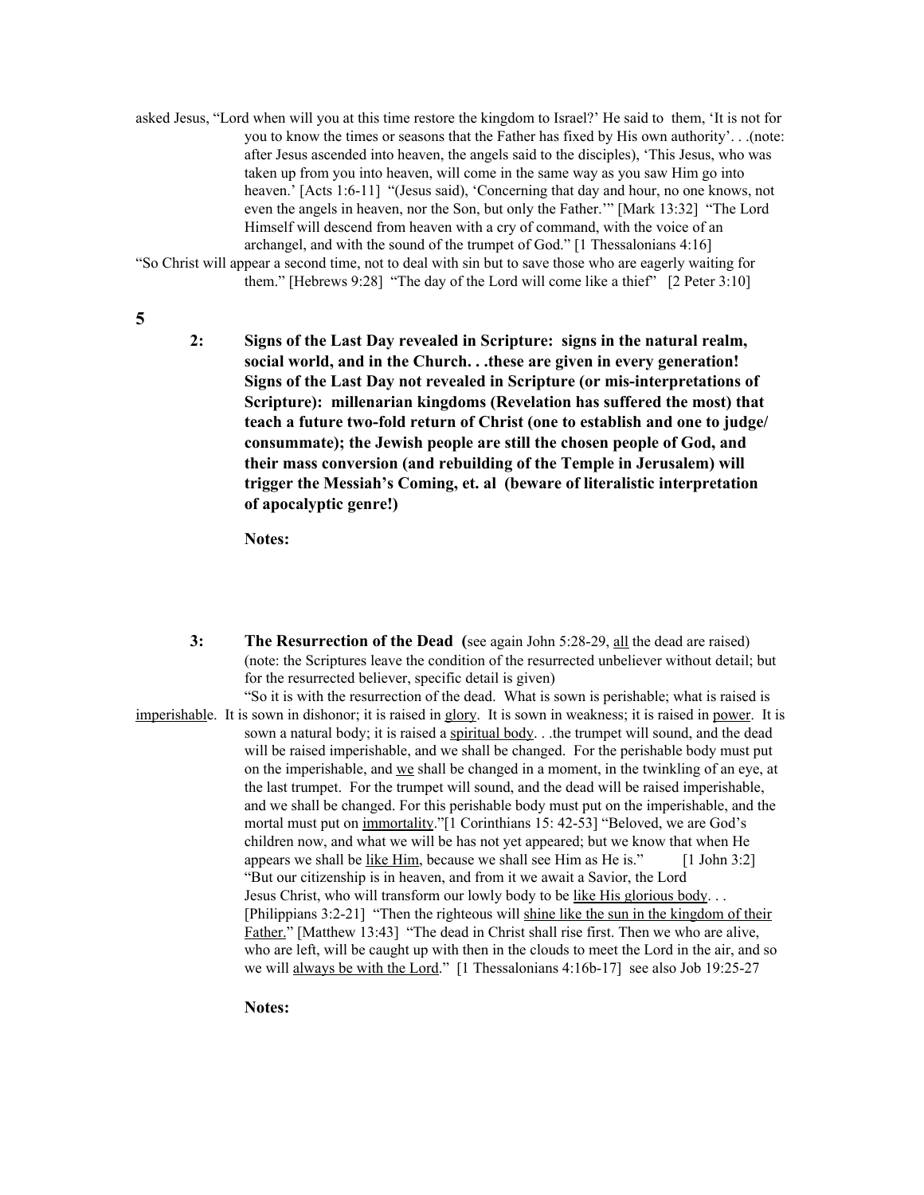asked Jesus, "Lord when will you at this time restore the kingdom to Israel?' He said to them, 'It is not for you to know the times or seasons that the Father has fixed by His own authority'. . .(note: after Jesus ascended into heaven, the angels said to the disciples), 'This Jesus, who was taken up from you into heaven, will come in the same way as you saw Him go into heaven.' [Acts 1:6-11] "(Jesus said), 'Concerning that day and hour, no one knows, not even the angels in heaven, nor the Son, but only the Father.'" [Mark 13:32] "The Lord Himself will descend from heaven with a cry of command, with the voice of an archangel, and with the sound of the trumpet of God." [1 Thessalonians 4:16] "So Christ will appear a second time, not to deal with sin but to save those who are eagerly waiting for them." [Hebrews 9:28] "The day of the Lord will come like a thief" [2 Peter 3:10]

**2: Signs of the Last Day revealed in Scripture: signs in the natural realm, social world, and in the Church. . .these are given in every generation! Signs of the Last Day not revealed in Scripture (or mis-interpretations of Scripture): millenarian kingdoms (Revelation has suffered the most) that teach a future two-fold return of Christ (one to establish and one to judge/ consummate); the Jewish people are still the chosen people of God, and their mass conversion (and rebuilding of the Temple in Jerusalem) will trigger the Messiah's Coming, et. al (beware of literalistic interpretation of apocalyptic genre!)**

**Notes:**

**3: The Resurrection of the Dead (**see again John 5:28-29, <u>all</u> the dead are raised) (note: the Scriptures leave the condition of the resurrected unbeliever without detail; but for the resurrected believer, specific detail is given)

"So it is with the resurrection of the dead. What is sown is perishable; what is raised is <u>imperishabl</u>e. It is sown in dishonor; it is raised in <u>glory</u>. It is sown in weakness; it is raised in <u>power</u>. It is sown a natural body; it is raised a <u>spiritual body</u>. . .the trumpet will sound, and the dead will be raised imperishable, and we shall be changed. For the perishable body must put on the imperishable, and <u>we</u> shall be changed in a moment, in the twinkling of an eye, at the last trumpet. For the trumpet will sound, and the dead will be raised imperishable, and we shall be changed. For this perishable body must put on the imperishable, and the mortal must put on <u>immortality</u>."[1 Corinthians 15: 42-53] "Beloved, we are God's children now, and what we will be has not yet appeared; but we know that when He appears we shall be <u>like Him</u>, because we shall see Him as He is." [1 John 3:2] "But our citizenship is in heaven, and from it we await a Savior, the Lord Jesus Christ, who will transform our lowly body to be <u>like His glorious body</u>. . . [Philippians 3:2-21] "Then the righteous will <u>shine like the sun in the kingdom of their Father.</u>" [Matthew 13:43] "The dead in Christ shall rise first. Then we who are alive, who are left, will be caught up with then in the clouds to meet the Lord in the air, and so we will <u>always be with the Lord</u>." [1 Thessalonians 4:16b-17] see also Job 19:25-27

**Notes:**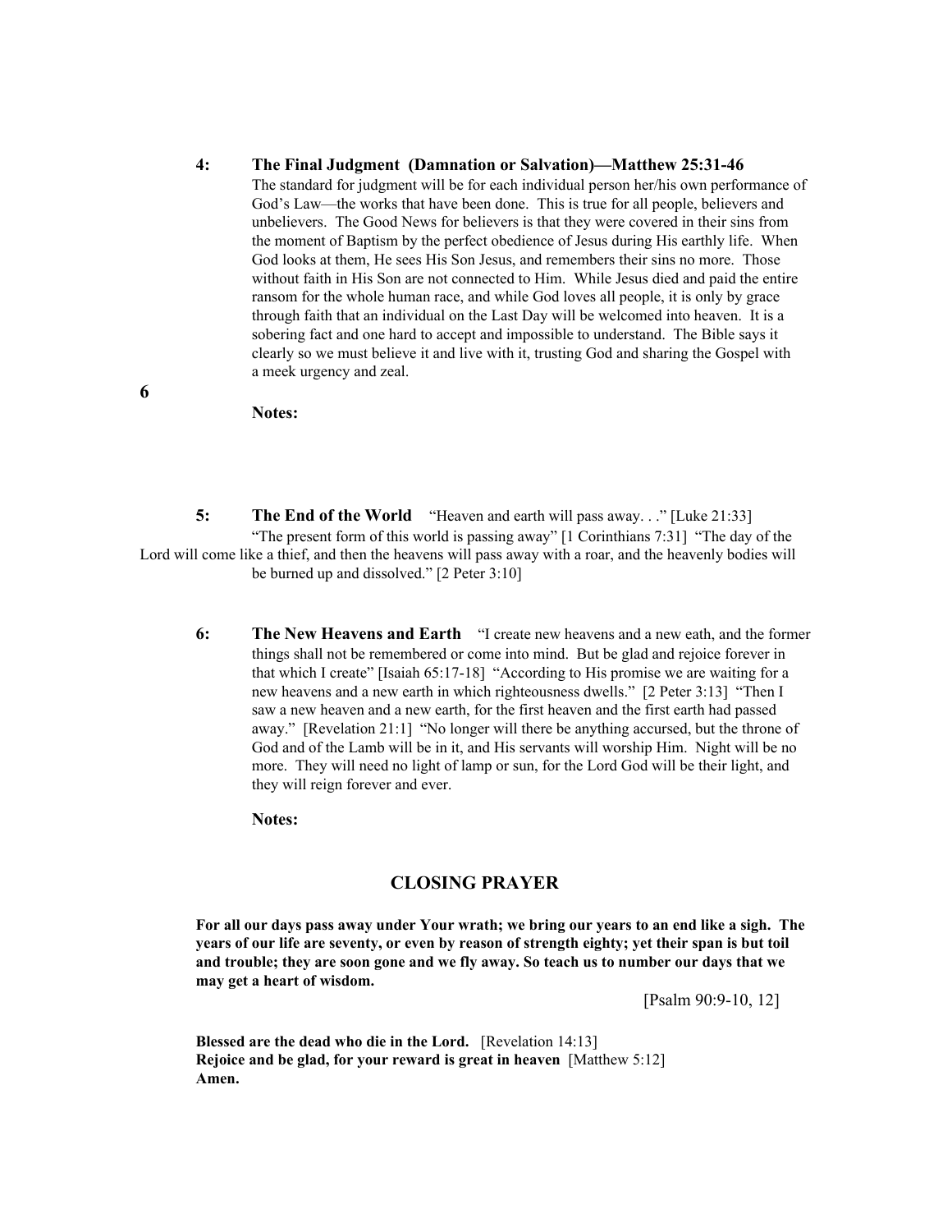**4: The Final Judgment (Damnation or Salvation)—Matthew 25:31-46**

The standard for judgment will be for each individual person her/his own performance of God's Law—the works that have been done. This is true for all people, believers and unbelievers. The Good News for believers is that they were covered in their sins from the moment of Baptism by the perfect obedience of Jesus during His earthly life. When God looks at them, He sees His Son Jesus, and remembers their sins no more. Those without faith in His Son are not connected to Him. While Jesus died and paid the entire ransom for the whole human race, and while God loves all people, it is only by grace through faith that an individual on the Last Day will be welcomed into heaven. It is a sobering fact and one hard to accept and impossible to understand. The Bible says it clearly so we must believe it and live with it, trusting God and sharing the Gospel with a meek urgency and zeal.

**Notes:**

**5: The End of the World** "Heaven and earth will pass away. . ." [Luke 21:33] "The present form of this world is passing away" [1 Corinthians 7:31] "The day of the Lord will come like a thief, and then the heavens will pass away with a roar, and the heavenly bodies will be burned up and dissolved." [2 Peter 3:10]

**6: The New Heavens and Earth** "I create new heavens and a new eath, and the former things shall not be remembered or come into mind. But be glad and rejoice forever in that which I create" [Isaiah 65:17-18] "According to His promise we are waiting for a new heavens and a new earth in which righteousness dwells." [2 Peter 3:13] "Then I saw a new heaven and a new earth, for the first heaven and the first earth had passed away." [Revelation 21:1] "No longer will there be anything accursed, but the throne of God and of the Lamb will be in it, and His servants will worship Him. Night will be no more. They will need no light of lamp or sun, for the Lord God will be their light, and they will reign forever and ever.

**Notes:**

## CLOSING PRAYER

**For all our days pass away under Your wrath; we bring our years to an end like a sigh. The years of our life are seventy, or even by reason of strength eighty; yet their span is but toil and trouble; they are soon gone and we fly away. So teach us to number our days that we may get a heart of wisdom.**

[Psalm 90:9-10, 12]

**Blessed are the dead who die in the Lord.** [Revelation 14:13]
**Rejoice and be glad, for your reward is great in heaven** [Matthew 5:12]
**Amen.**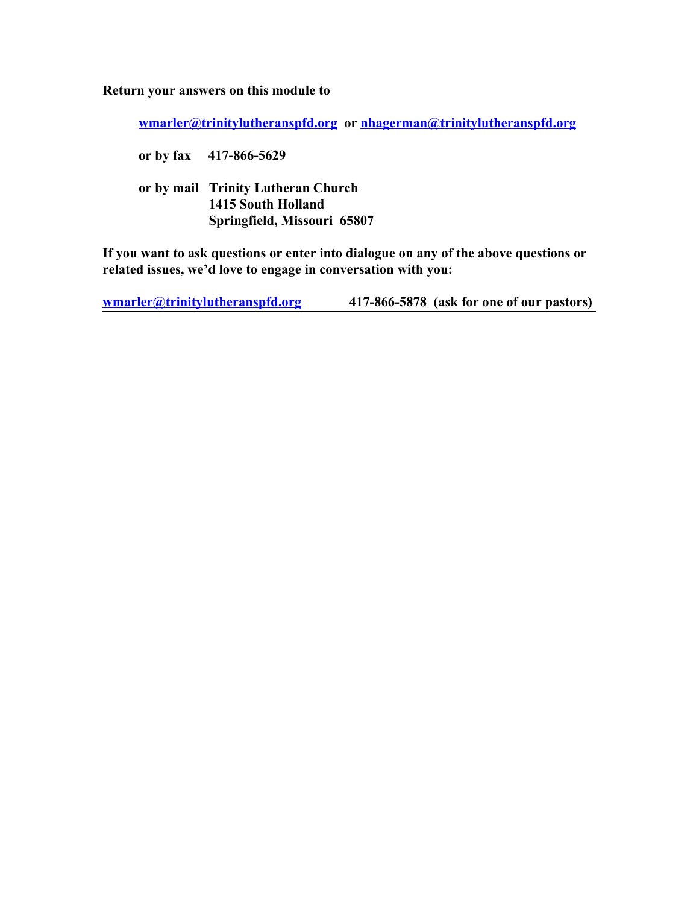**Return your answers on this module to**

**wmarler@trinitylutheranspfd.org or nhagerman@trinitylutheranspfd.org**

**or by fax 417-866-5629**

**or by mail Trinity Lutheran Church**
**1415 South Holland**
**Springfield, Missouri 65807**

**If you want to ask questions or enter into dialogue on any of the above questions or related issues, we'd love to engage in conversation with you:**

**wmarler@trinitylutheranspfd.org 417-866-5878 (ask for one of our pastors)**